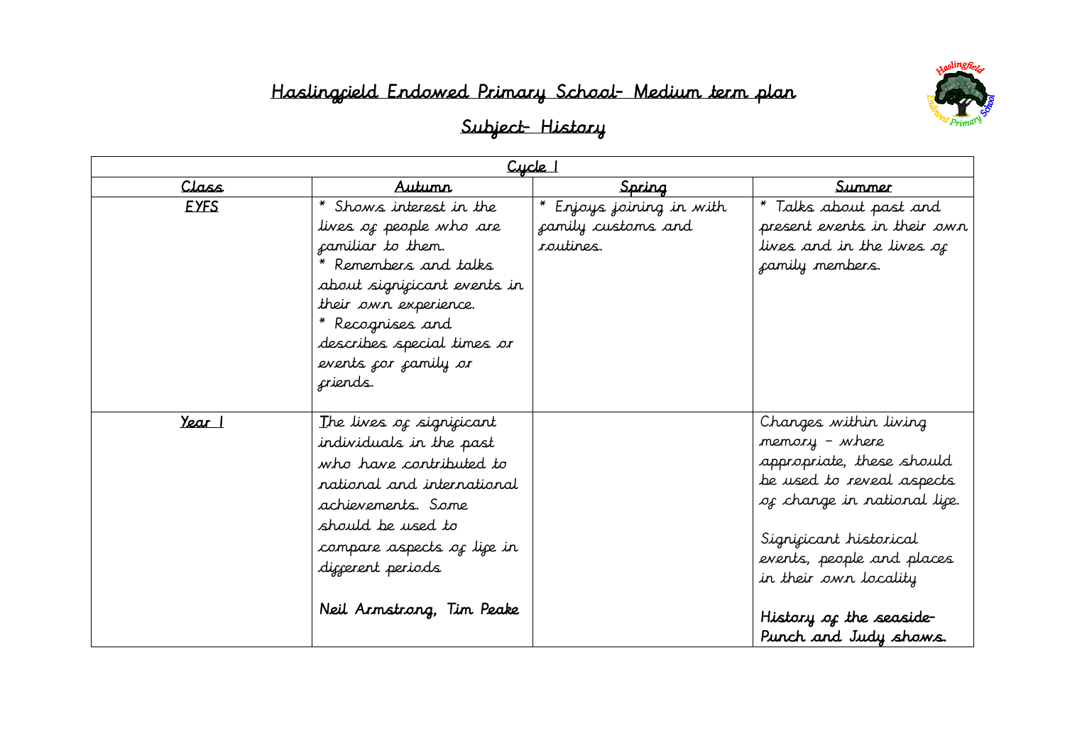# Haslingfield Endowed Primary School- Medium term plan

## Subject- History

| Cycle 1 | | | |
|---|---|---|---|
| **Class** | **Autumn** | **Spring** | **Summer** |
| **EYFS** | * Shows interest in the lives of people who are familiar to them.<br>* Remembers and talks about significant events in their own experience.<br>* Recognises and describes special times or events for family or friends. | * Enjoys joining in with family customs and routines. | * Talks about past and present events in their own lives and in the lives of family members. |
| **Year 1** | The lives of significant individuals in the past who have contributed to national and international achievements. Some should be used to compare aspects of life in different periods<br><br>Neil Armstrong, Tim Peake | | Changes within living memory – where appropriate, these should be used to reveal aspects of change in national life.<br><br>Significant historical events, people and places in their own locality<br><br>History of the seaside- Punch and Judy shows. |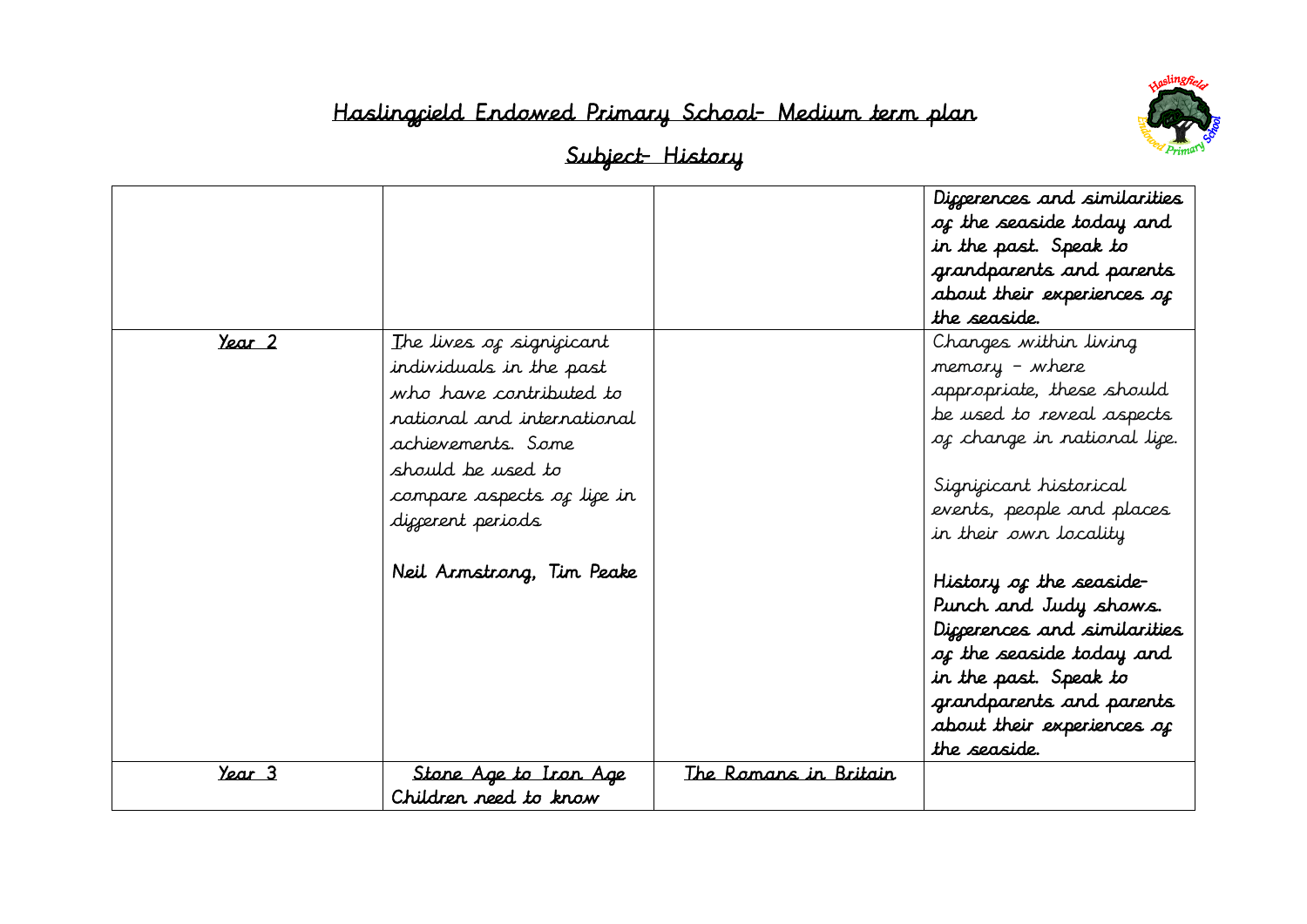# Haslingfield Endowed Primary School- Medium term plan

## Subject- History

| | | | |
|---|---|---|---|
| | | | Differences and similarities of the seaside today and in the past. Speak to grandparents and parents about their experiences of the seaside. |
| Year 2 | The lives of significant individuals in the past who have contributed to national and international achievements. Some should be used to compare aspects of life in different periods<br><br>Neil Armstrong, Tim Peake | | Changes within living memory – where appropriate, these should be used to reveal aspects of change in national life.<br><br>Significant historical events, people and places in their own locality<br><br>History of the seaside- Punch and Judy shows. Differences and similarities of the seaside today and in the past. Speak to grandparents and parents about their experiences of the seaside. |
| Year 3 | Stone Age to Iron Age<br>Children need to know | The Romans in Britain | |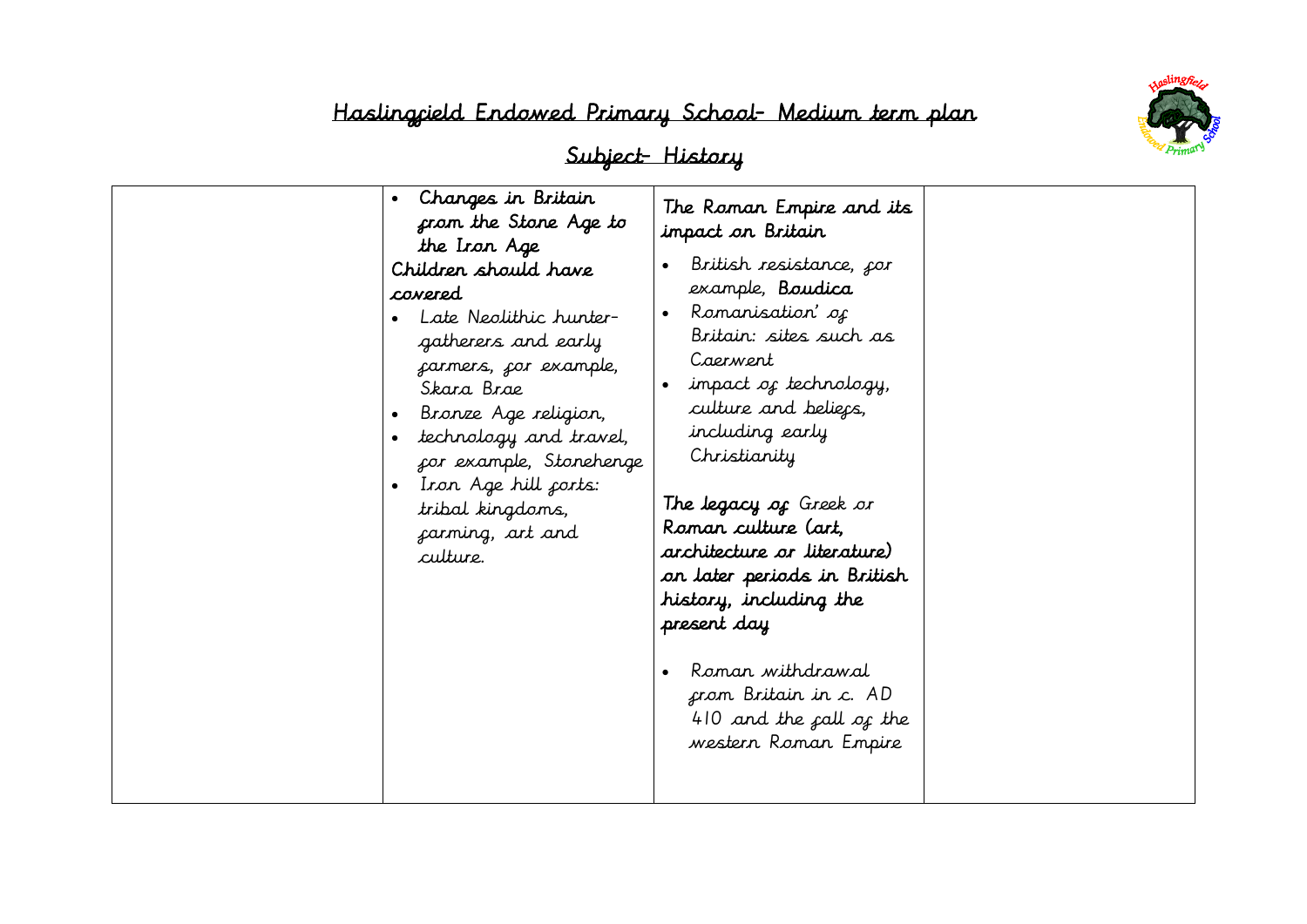# Haslingfield Endowed Primary School- Medium term plan

## Subject- History

| | | | |
|---|---|---|---|
| | • Changes in Britain from the Stone Age to the Iron Age<br>Children should have covered<br>• Late Neolithic hunter-gatherers and early farmers, for example, Skara Brae<br>• Bronze Age religion,<br>• technology and travel, for example, Stonehenge<br>• Iron Age hill forts: tribal kingdoms, farming, art and culture. | The Roman Empire and its impact on Britain<br>• British resistance, for example, **Boudica**<br>• Romanisation' of Britain: sites such as Caerwent<br>• impact of technology, culture and beliefs, including early Christianity<br><br>**The legacy of** Greek or **Roman culture (art, architecture or literature) on later periods in British history, including the present day**<br><br>• Roman withdrawal from Britain in c. AD 410 and the fall of the western Roman Empire | |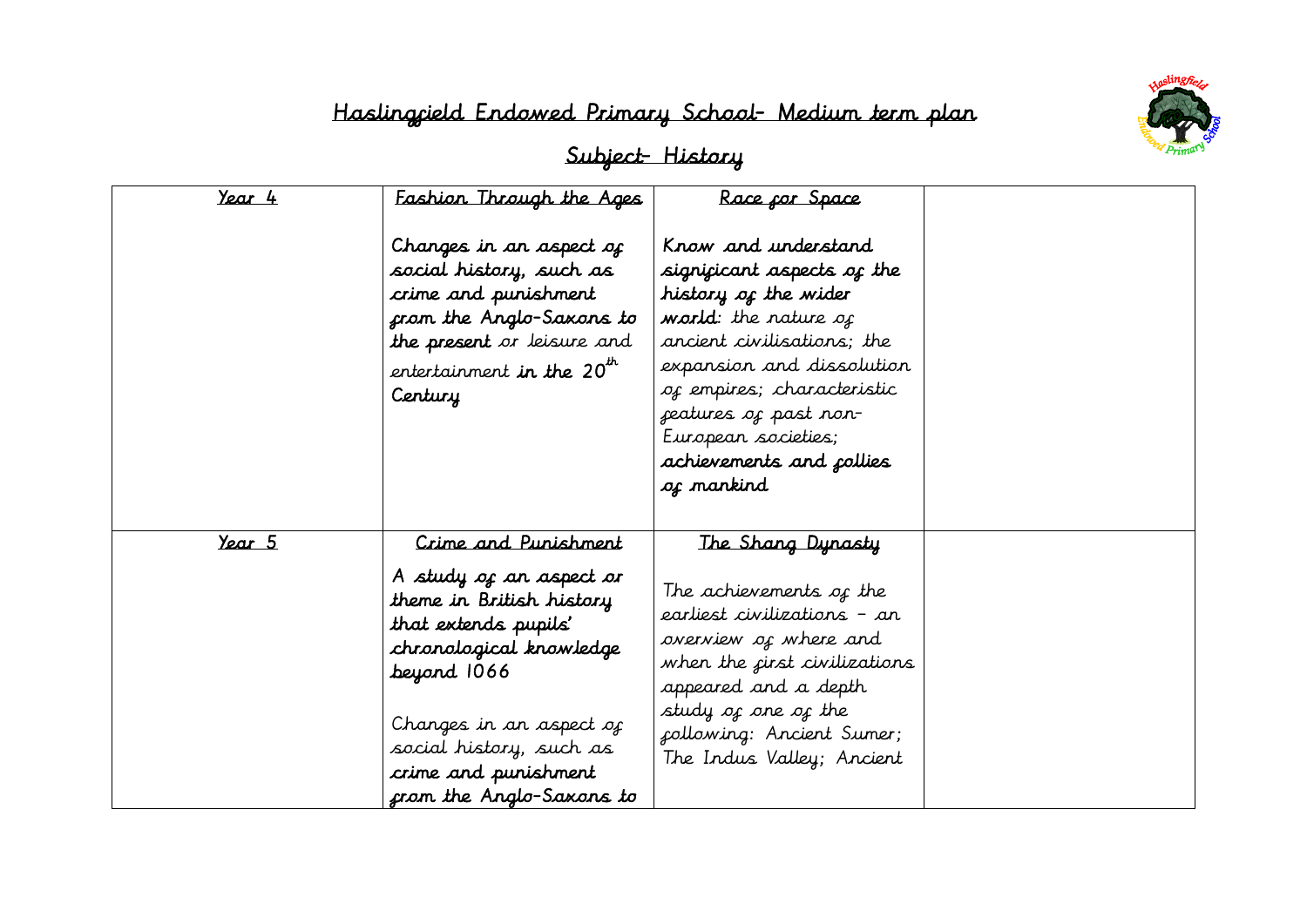# Haslingfield Endowed Primary School- Medium term plan

## Subject- History

| Year 4 | Fashion Through the Ages<br><br>Changes in an aspect of social history, such as **crime and punishment from the Anglo-Saxons to the present** or leisure and entertainment **in the 20th Century** | Race for Space<br><br>Know and understand **significant aspects of the history of the wider world**: the nature of ancient civilisations; the expansion and dissolution of empires; characteristic features of past non-European societies; **achievements and follies of mankind** | |
|---|---|---|---|
| Year 5 | Crime and Punishment<br><br>**A study of an aspect or theme in British history that extends pupils' chronological knowledge beyond 1066**<br><br>Changes in an aspect of social history, such as **crime and punishment from the Anglo-Saxons to** | The Shang Dynasty<br><br>The achievements of the earliest civilizations – an overview of where and when the first civilizations appeared and a depth study of one of the following: Ancient Sumer; The Indus Valley; Ancient | |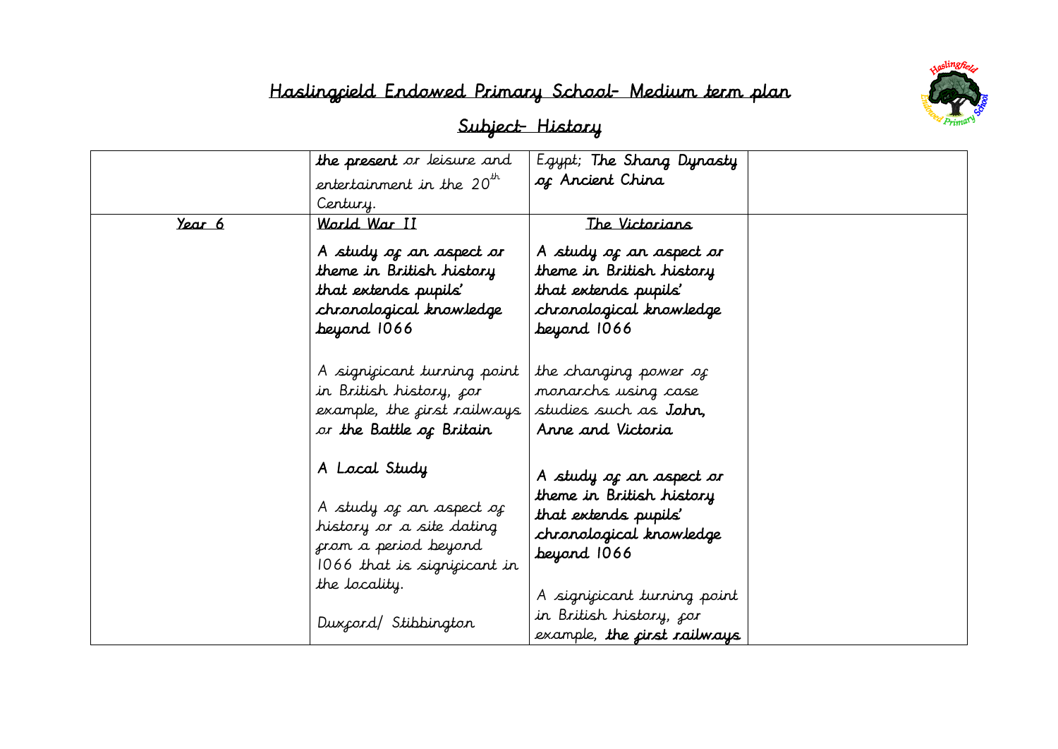# Haslingfield Endowed Primary School- Medium term plan

## Subject- History

| | | | |
|---|---|---|---|
| | **the present** or leisure and entertainment in the 20th Century. | Egypt; **The Shang Dynasty of Ancient China** | |
| Year 6 | World War II<br><br>**A study of an aspect or theme in British history that extends pupils' chronological knowledge beyond 1066**<br><br>A significant turning point in British history, for example, the first railways or **the Battle of Britain**<br><br>A Local Study<br><br>A study of an aspect of history or a site dating from a period beyond 1066 that is significant in the locality.<br><br>Duxford/ Stibbington | The Victorians<br><br>**A study of an aspect or theme in British history that extends pupils' chronological knowledge beyond 1066**<br><br>the changing power of monarchs using case studies such as **John, Anne and Victoria**<br><br>**A study of an aspect or theme in British history that extends pupils' chronological knowledge beyond 1066**<br><br>A significant turning point in British history, for example, **the first railways** | |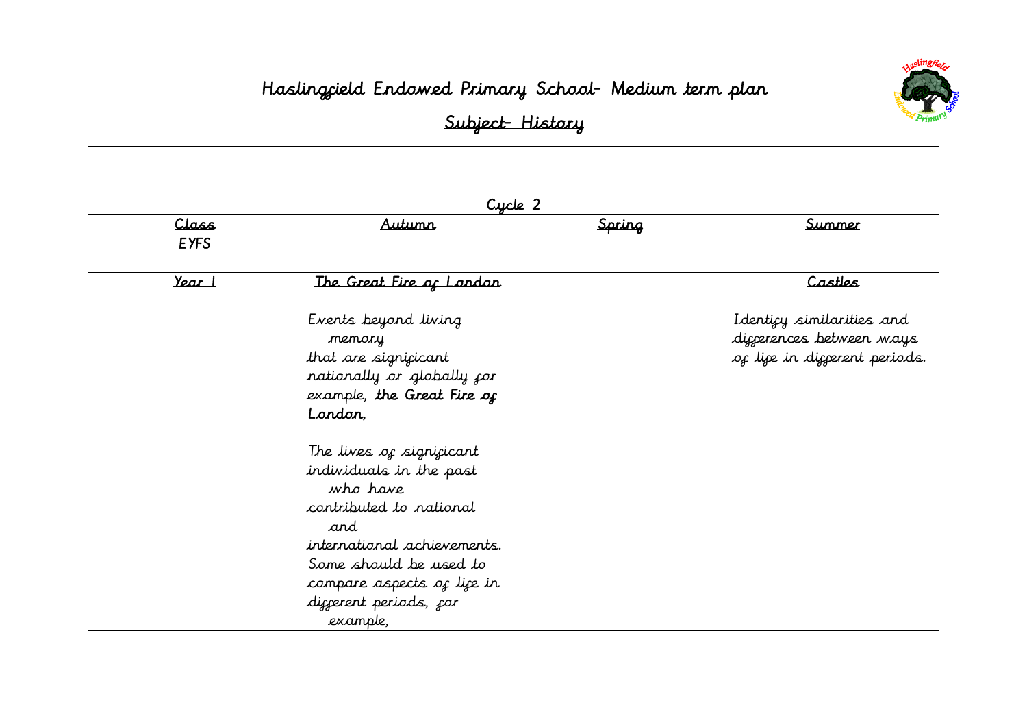# Haslingfield Endowed Primary School- Medium term plan

## Subject- History

| | | | |
|---|---|---|---|
| Cycle 2 | | | |
| Class | Autumn | Spring | Summer |
| EYFS | | | |
| Year 1 | The Great Fire of London<br><br>Events beyond living memory that are significant nationally or globally for example, **the Great Fire of London**,<br><br>The lives of significant individuals in the past who have contributed to national and international achievements. Some should be used to compare aspects of life in different periods, for example, | | Castles<br><br>Identify similarities and differences between ways of life in different periods. |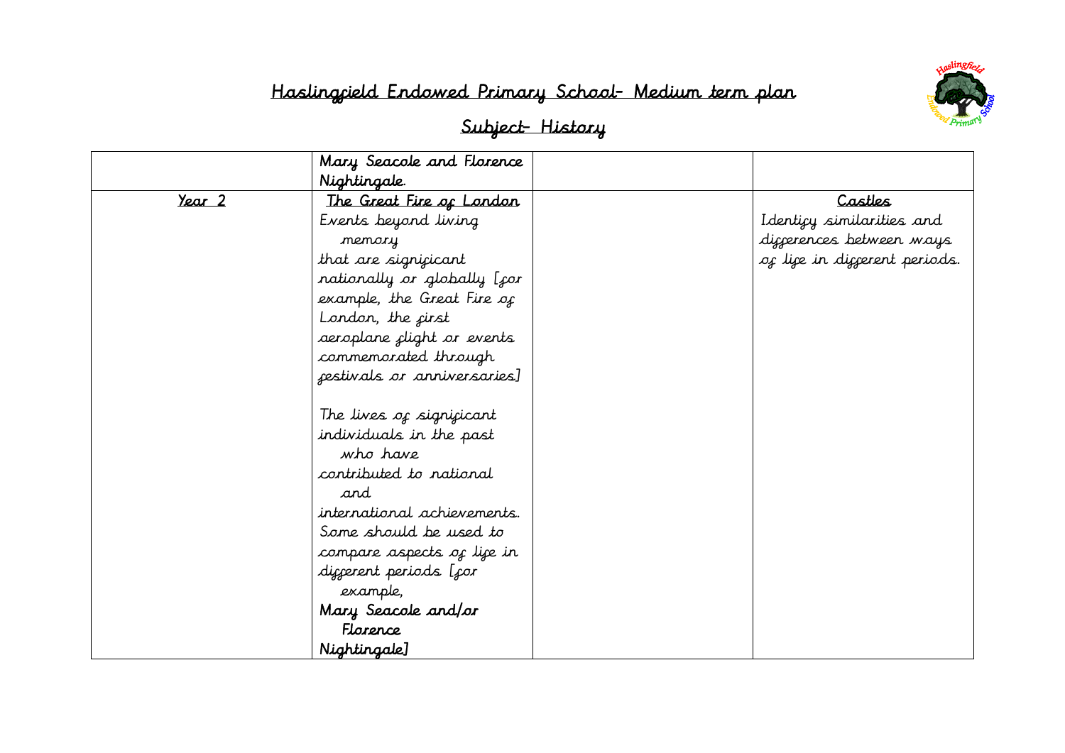# Haslingfield Endowed Primary School- Medium term plan

## Subject- History

| | | | |
|---|---|---|---|
| | Mary Seacole and Florence Nightingale. | | |
| Year 2 | The Great Fire of London<br>Events beyond living memory that are significant nationally or globally [for example, the Great Fire of London, the first aeroplane flight or events commemorated through festivals or anniversaries]<br><br>The lives of significant individuals in the past who have contributed to national and international achievements. Some should be used to compare aspects of life in different periods [for example, Mary Seacole and/or Florence Nightingale] | | Castles<br>Identify similarities and differences between ways of life in different periods. |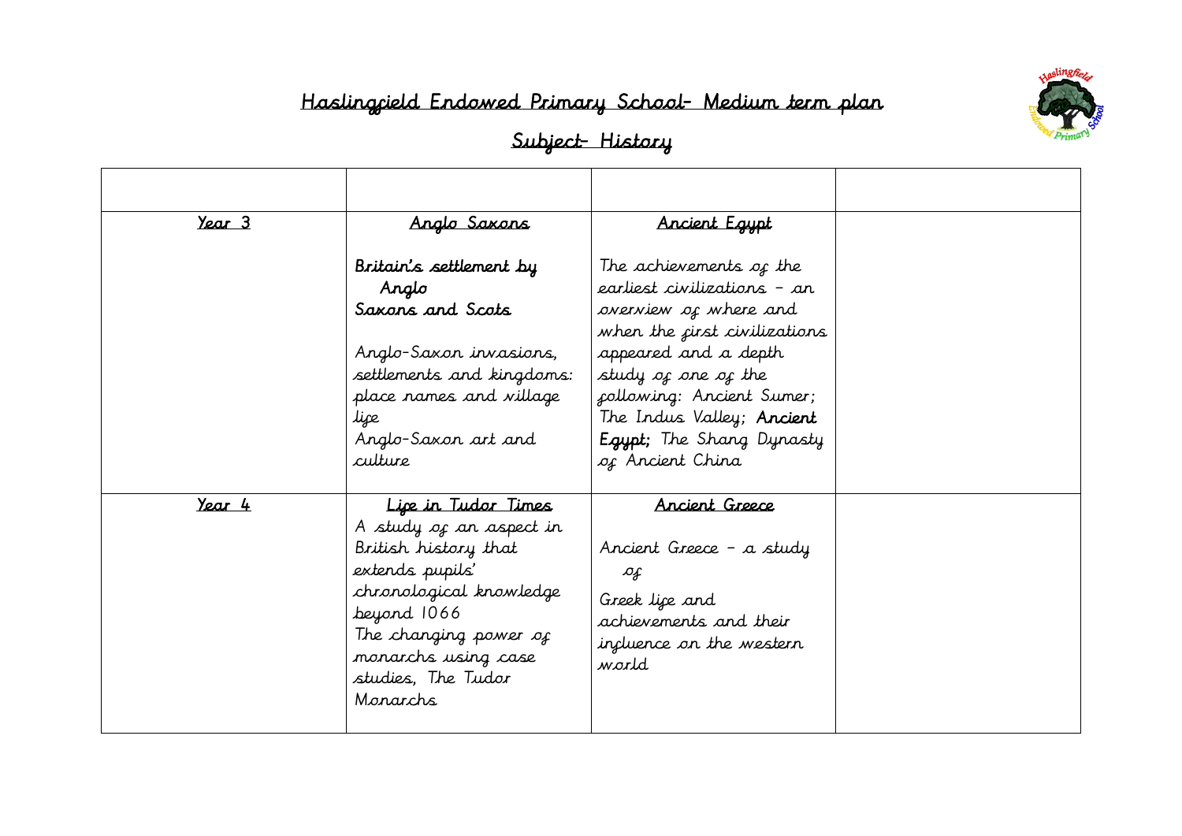# Haslingfield Endowed Primary School- Medium term plan

## Subject- History

| | | | |
|---|---|---|---|
| Year 3 | Anglo Saxons<br><br>Britain's settlement by Anglo Saxons and Scots<br><br>Anglo-Saxon invasions, settlements and kingdoms: place names and village life<br>Anglo-Saxon art and culture | Ancient Egypt<br><br>The achievements of the earliest civilizations – an overview of where and when the first civilizations appeared and a depth study of one of the following: Ancient Sumer; The Indus Valley; **Ancient Egypt;** The Shang Dynasty of Ancient China | |
| Year 4 | Life in Tudor Times<br>A study of an aspect in British history that extends pupils' chronological knowledge beyond 1066<br>The changing power of monarchs using case studies, The Tudor Monarchs | Ancient Greece<br><br>Ancient Greece – a study of<br>Greek life and achievements and their influence on the western world | |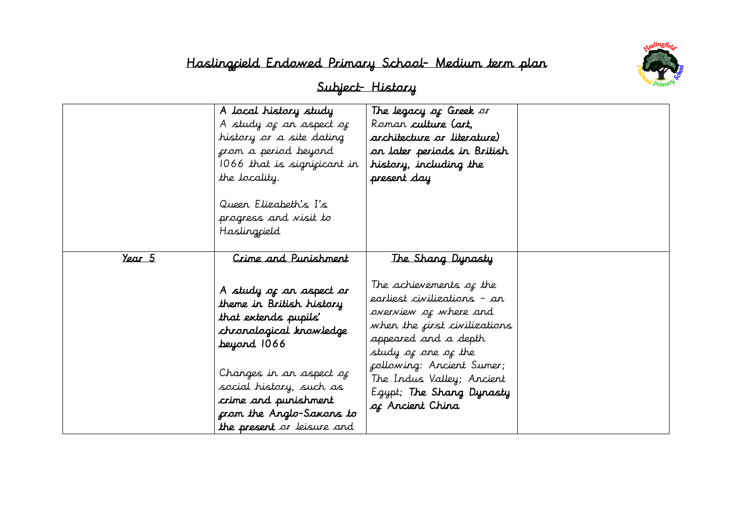# Haslingfield Endowed Primary School- Medium term plan

## Subject- History

| | | | |
|---|---|---|---|
| | **A local history study** A study of an aspect of history or a site dating from a period beyond 1066 that is significant in the locality.<br><br>Queen Elizabeth's I's progress and visit to Haslingfield | **The legacy of Greek** or Roman **culture (art, architecture or literature) on later periods in British history, including the present day** | |
| Year 5 | Crime and Punishment<br><br>**A study of an aspect or theme in British history that extends pupils' chronological knowledge beyond 1066**<br><br>Changes in an aspect of social history, such as **crime and punishment from the Anglo-Saxons to the present** or leisure and | The Shang Dynasty<br><br>The achievements of the earliest civilizations – an overview of where and when the first civilizations appeared and a depth study of one of the following: Ancient Sumer; The Indus Valley; Ancient Egypt; **The Shang Dynasty of Ancient China** | |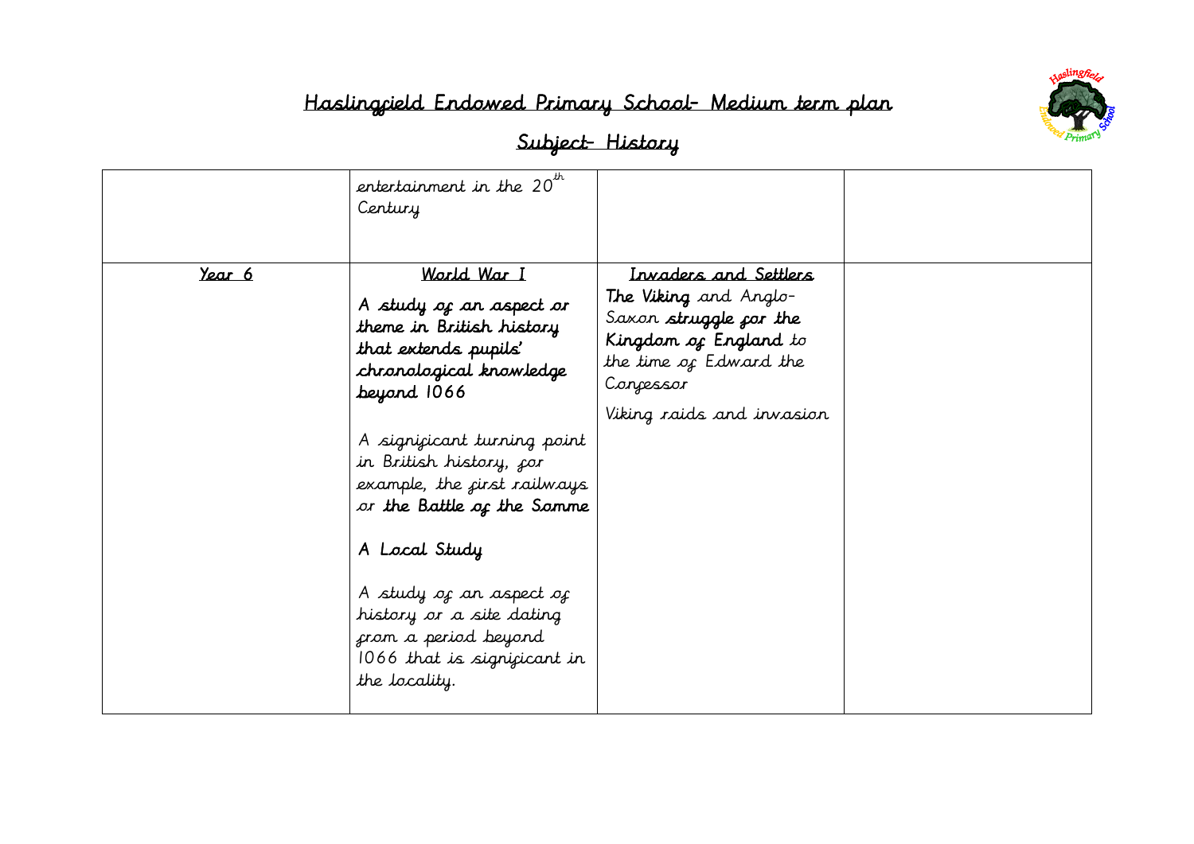# Haslingfield Endowed Primary School- Medium term plan

## Subject- History

| | | | |
|---|---|---|---|
| | entertainment in the 20th Century | | |
| Year 6 | World War I<br><br>**A study of an aspect or theme in British history that extends pupils' chronological knowledge beyond 1066**<br><br>A significant turning point in British history, for example, the first railways or **the Battle of the Somme**<br><br>A Local Study<br><br>A study of an aspect of history or a site dating from a period beyond 1066 that is significant in the locality. | Invaders and Settlers<br><br>**The Viking** and Anglo-Saxon **struggle for the Kingdom of England** to the time of Edward the Confessor<br><br>Viking raids and invasion | |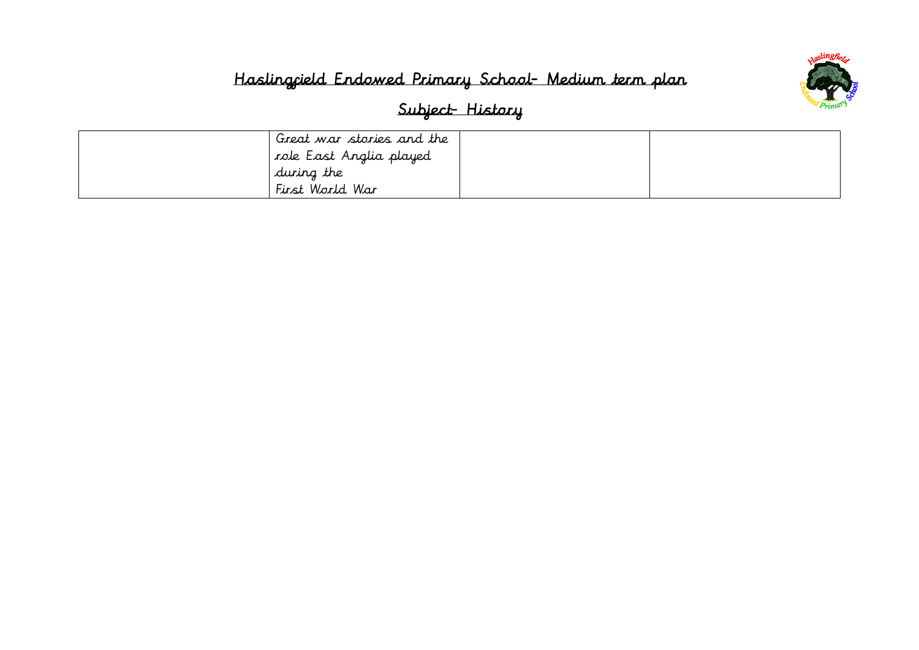# Haslingfield Endowed Primary School- Medium term plan

## Subject- History

| | | | |
|---|---|---|---|
| | Great war stories and the role East Anglia played during the First World War | | |